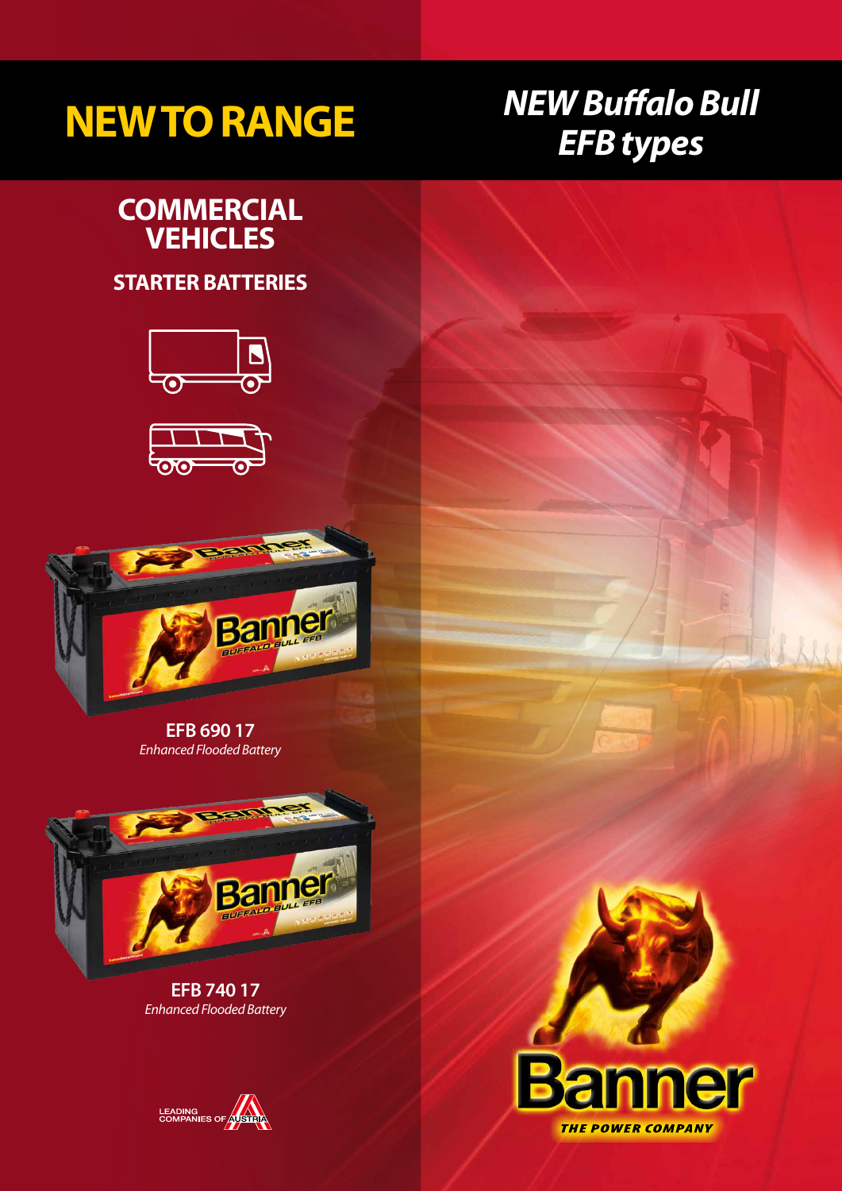# NEW TO RANGE

# *NEW Buffalo Bull EFB types*

## COMMERCIAL VEHICLES

### STARTER BATTERIES

**EFB 690 17**
*Enhanced Flooded Battery*

**EFB 740 17**
*Enhanced Flooded Battery*

LEADING COMPANIES OF AUSTRIA

Banner
THE POWER COMPANY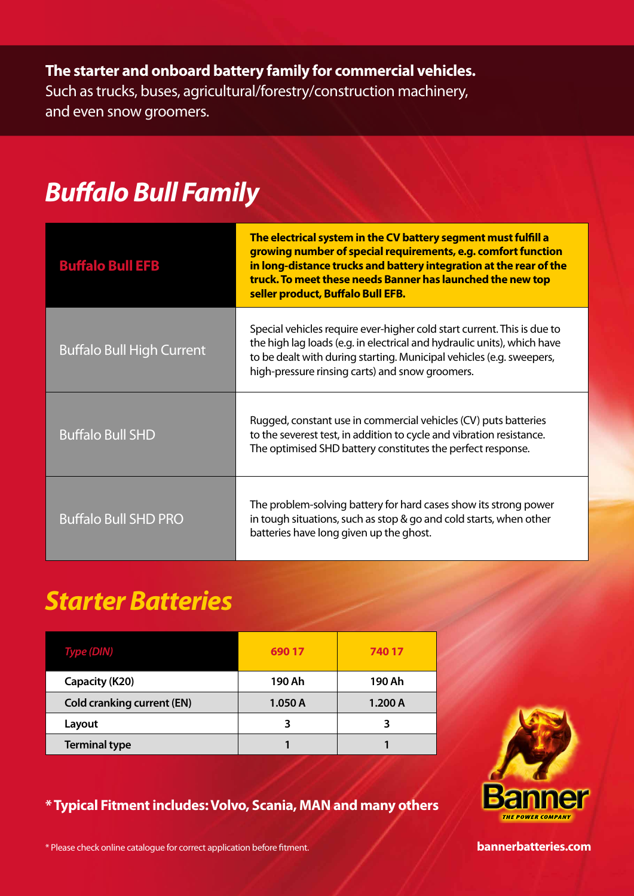**The starter and onboard battery family for commercial vehicles.**
Such as trucks, buses, agricultural/forestry/construction machinery, and even snow groomers.

## *Buffalo Bull Family*

| | |
|---|---|
| **Buffalo Bull EFB** | **The electrical system in the CV battery segment must fulfill a growing number of special requirements, e.g. comfort function in long-distance trucks and battery integration at the rear of the truck. To meet these needs Banner has launched the new top seller product, Buffalo Bull EFB.** |
| Buffalo Bull High Current | Special vehicles require ever-higher cold start current. This is due to the high lag loads (e.g. in electrical and hydraulic units), which have to be dealt with during starting. Municipal vehicles (e.g. sweepers, high-pressure rinsing carts) and snow groomers. |
| Buffalo Bull SHD | Rugged, constant use in commercial vehicles (CV) puts batteries to the severest test, in addition to cycle and vibration resistance. The optimised SHD battery constitutes the perfect response. |
| Buffalo Bull SHD PRO | The problem-solving battery for hard cases show its strong power in tough situations, such as stop & go and cold starts, when other batteries have long given up the ghost. |

## *Starter Batteries*

| *Type (DIN)* | **690 17** | **740 17** |
|---|---|---|
| **Capacity (K20)** | **190 Ah** | **190 Ah** |
| **Cold cranking current (EN)** | **1.050 A** | **1.200 A** |
| **Layout** | **3** | **3** |
| **Terminal type** | **1** | **1** |

**\* Typical Fitment includes: Volvo, Scania, MAN and many others**

Banner
THE POWER COMPANY

\* Please check online catalogue for correct application before fitment.

**bannerbatteries.com**